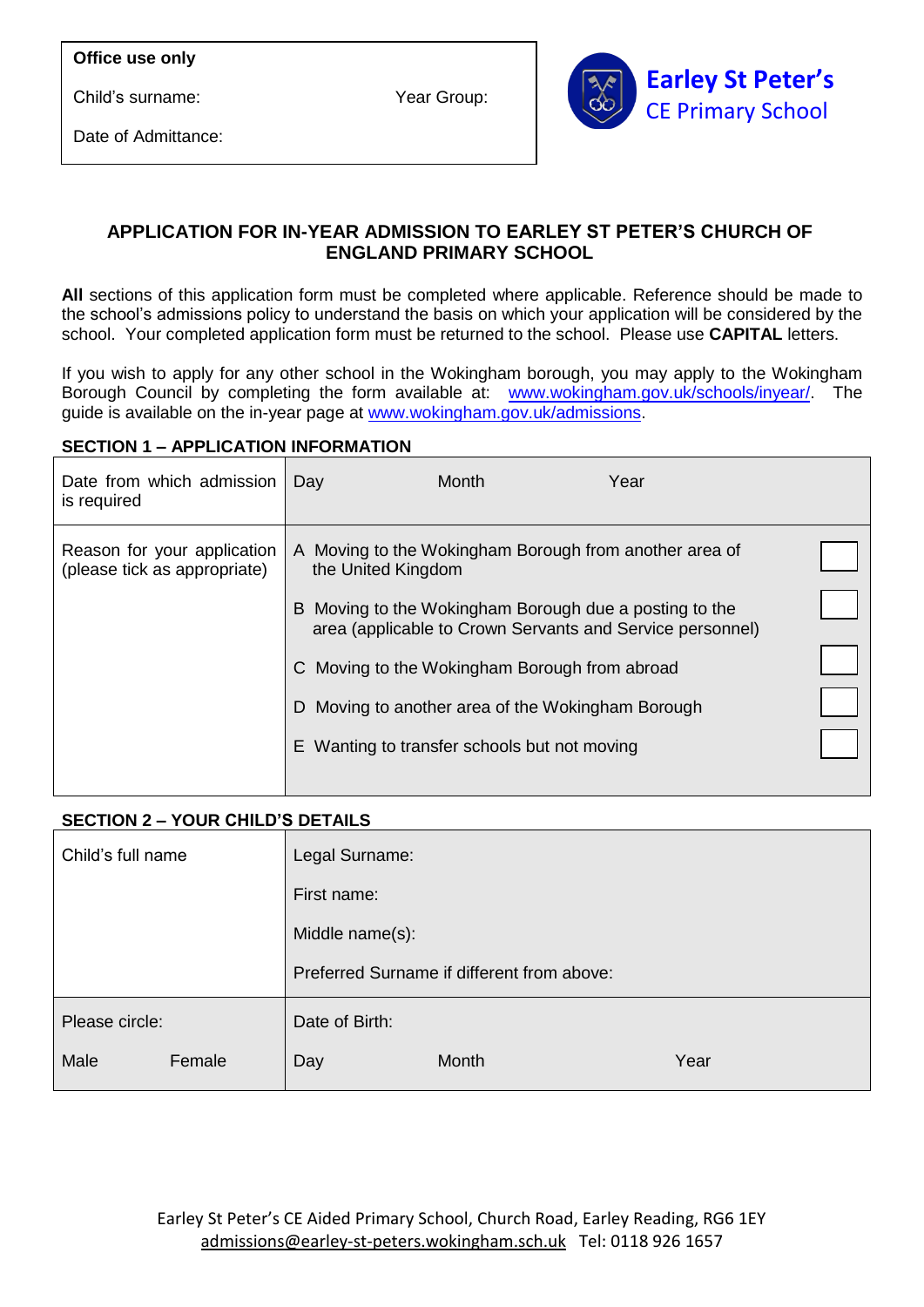| Office use only | |
|---|---|
| Child's surname: | Year Group: |
| Date of Admittance: | |

**Earley St Peter's**
CE Primary School

## APPLICATION FOR IN-YEAR ADMISSION TO EARLEY ST PETER'S CHURCH OF ENGLAND PRIMARY SCHOOL

**All** sections of this application form must be completed where applicable. Reference should be made to the school's admissions policy to understand the basis on which your application will be considered by the school. Your completed application form must be returned to the school. Please use **CAPITAL** letters.

If you wish to apply for any other school in the Wokingham borough, you may apply to the Wokingham Borough Council by completing the form available at: www.wokingham.gov.uk/schools/inyear/. The guide is available on the in-year page at www.wokingham.gov.uk/admissions.

### SECTION 1 – APPLICATION INFORMATION

| Date from which admission is required | Day | Month | Year | |
|---|---|---|---|---|
| Reason for your application (please tick as appropriate) | A Moving to the Wokingham Borough from another area of the United Kingdom | | | ☐ |
| | B Moving to the Wokingham Borough due a posting to the area (applicable to Crown Servants and Service personnel) | | | ☐ |
| | C Moving to the Wokingham Borough from abroad | | | ☐ |
| | D Moving to another area of the Wokingham Borough | | | ☐ |
| | E Wanting to transfer schools but not moving | | | ☐ |

### SECTION 2 – YOUR CHILD'S DETAILS

| Child's full name | Legal Surname: | | |
|---|---|---|---|
| | First name: | | |
| | Middle name(s): | | |
| | Preferred Surname if different from above: | | |
| Please circle: | Date of Birth: | | |
| Male Female | Day | Month | Year |

Earley St Peter's CE Aided Primary School, Church Road, Earley Reading, RG6 1EY
admissions@earley-st-peters.wokingham.sch.uk Tel: 0118 926 1657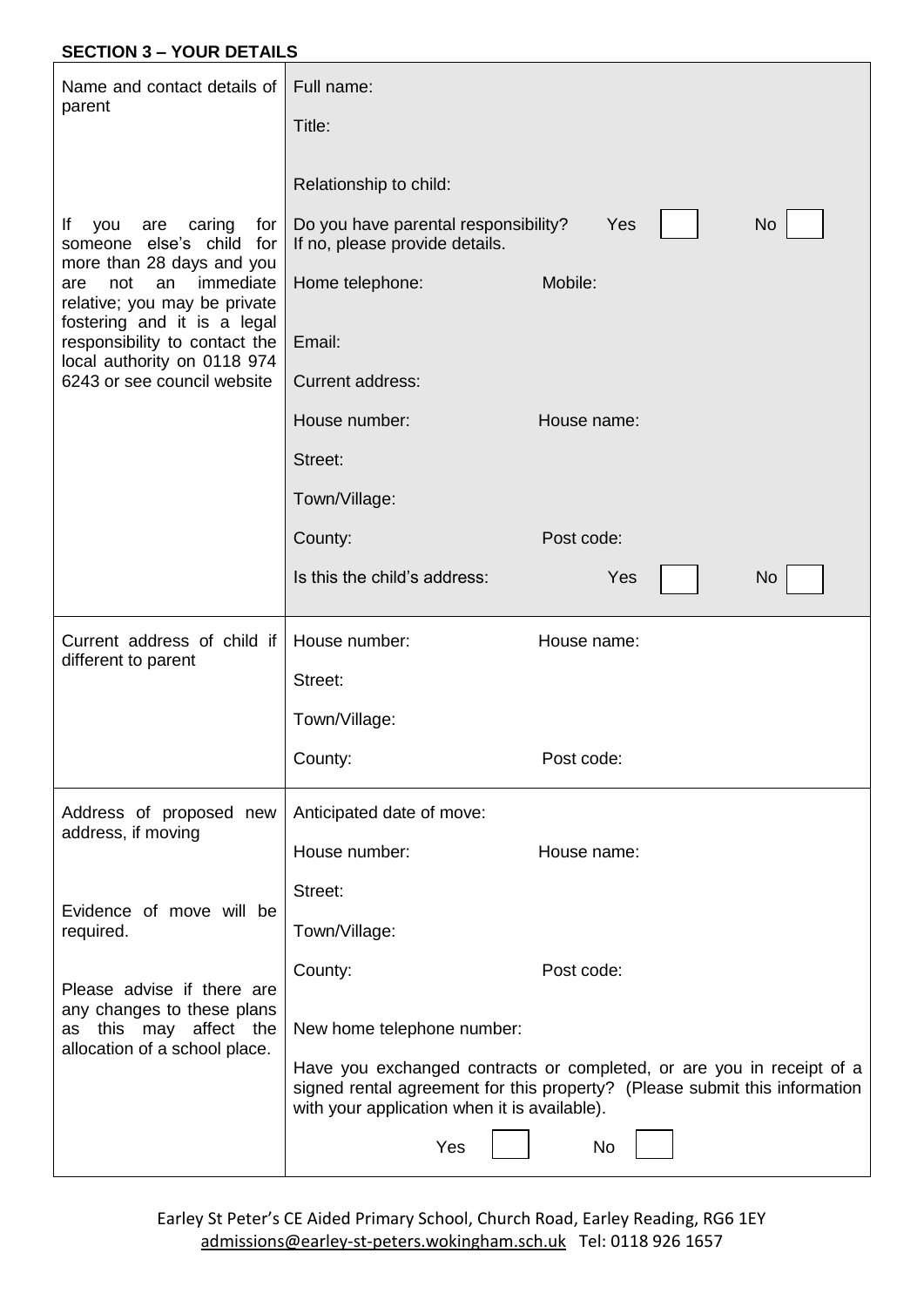**SECTION 3 – YOUR DETAILS**

| | |
|---|---|
| Name and contact details of parent<br><br>If you are caring for someone else's child for more than 28 days and you are not an immediate relative; you may be private fostering and it is a legal responsibility to contact the local authority on 0118 974 6243 or see council website | Full name:<br>Title:<br>Relationship to child:<br>Do you have parental responsibility? Yes ☐ No ☐<br>If no, please provide details.<br>Home telephone: Mobile:<br>Email:<br>Current address:<br>House number: House name:<br>Street:<br>Town/Village:<br>County: Post code:<br>Is this the child's address: Yes ☐ No ☐ |
| Current address of child if different to parent | House number: House name:<br>Street:<br>Town/Village:<br>County: Post code: |
| Address of proposed new address, if moving<br><br>Evidence of move will be required.<br><br>Please advise if there are any changes to these plans as this may affect the allocation of a school place. | Anticipated date of move:<br>House number: House name:<br>Street:<br>Town/Village:<br>County: Post code:<br>New home telephone number:<br>Have you exchanged contracts or completed, or are you in receipt of a signed rental agreement for this property? (Please submit this information with your application when it is available).<br>Yes ☐ No ☐ |

Earley St Peter's CE Aided Primary School, Church Road, Earley Reading, RG6 1EY
admissions@earley-st-peters.wokingham.sch.uk Tel: 0118 926 1657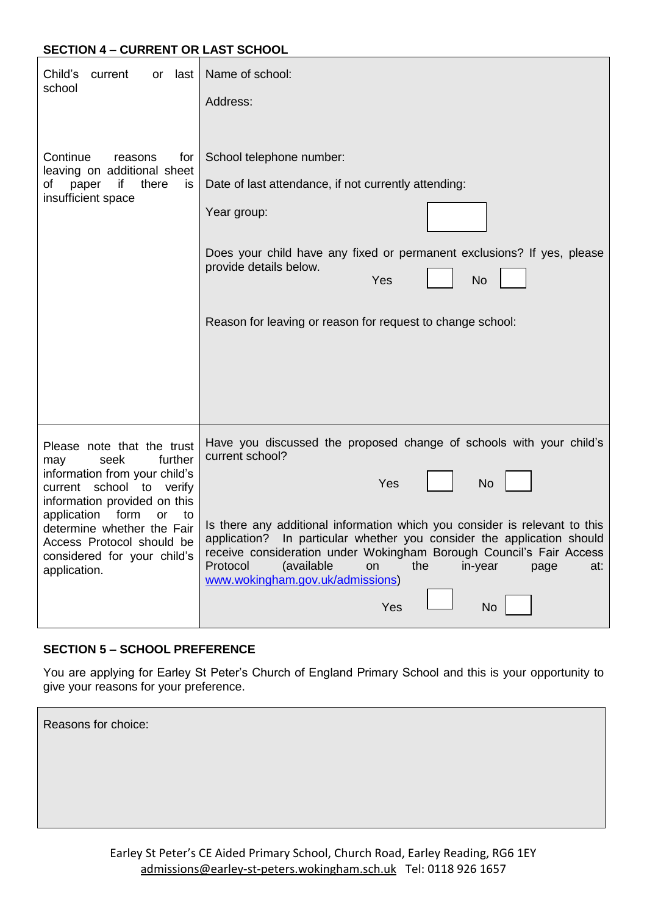### SECTION 4 – CURRENT OR LAST SCHOOL

| | |
|---|---|
| Child's current or last school<br><br>Continue reasons for leaving on additional sheet of paper if there is insufficient space | Name of school:<br><br>Address:<br><br>School telephone number:<br><br>Date of last attendance, if not currently attending:<br><br>Year group: ☐<br><br>Does your child have any fixed or permanent exclusions? If yes, please provide details below.<br>Yes ☐ No ☐<br><br>Reason for leaving or reason for request to change school: |
| Please note that the trust may seek further information from your child's current school to verify information provided on this application form or to determine whether the Fair Access Protocol should be considered for your child's application. | Have you discussed the proposed change of schools with your child's current school?<br>Yes ☐ No ☐<br><br>Is there any additional information which you consider is relevant to this application? In particular whether you consider the application should receive consideration under Wokingham Borough Council's Fair Access Protocol (available on the in-year page at: [www.wokingham.gov.uk/admissions](http://www.wokingham.gov.uk/admissions))<br>Yes ☐ No ☐ |

### SECTION 5 – SCHOOL PREFERENCE

You are applying for Earley St Peter's Church of England Primary School and this is your opportunity to give your reasons for your preference.

| |
|---|
| Reasons for choice: |

Earley St Peter's CE Aided Primary School, Church Road, Earley Reading, RG6 1EY
admissions@earley-st-peters.wokingham.sch.uk Tel: 0118 926 1657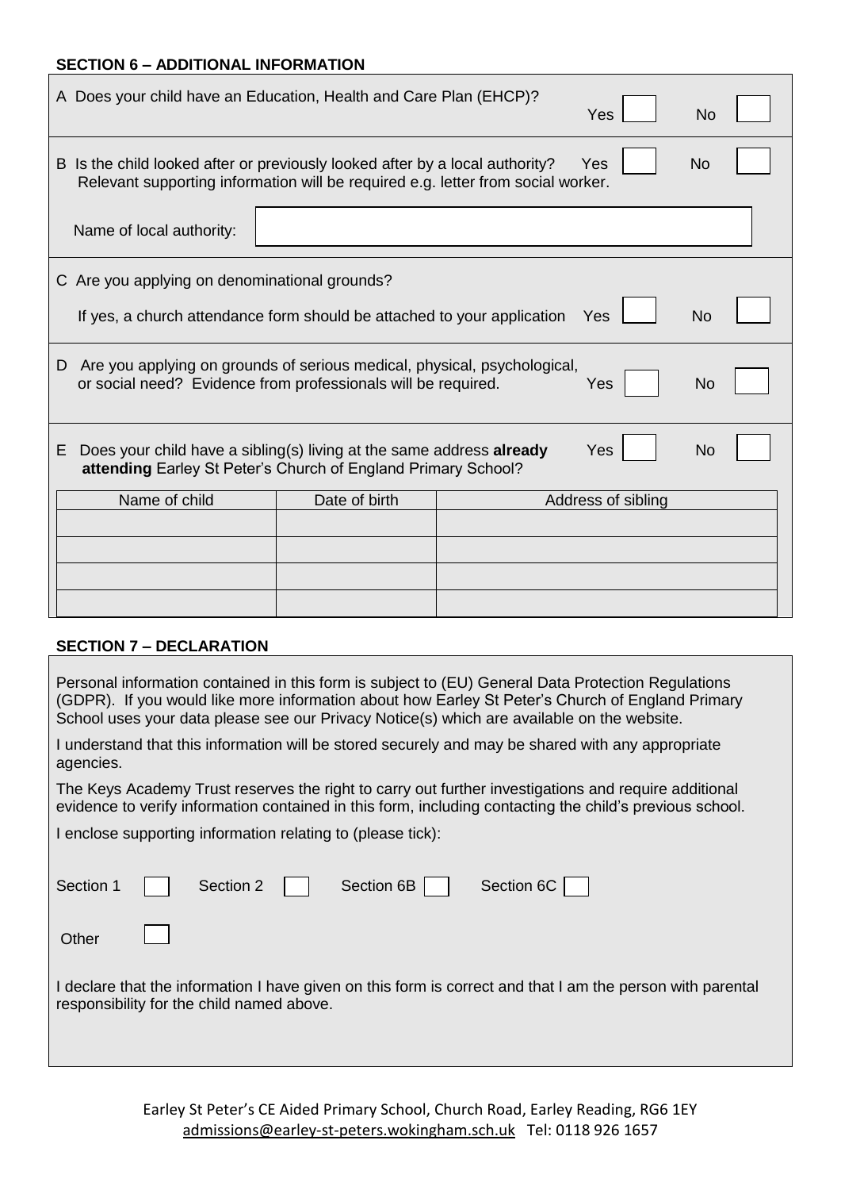**SECTION 6 – ADDITIONAL INFORMATION**

A Does your child have an Education, Health and Care Plan (EHCP)? Yes ☐ No ☐

B Is the child looked after or previously looked after by a local authority? Yes ☐ No ☐
Relevant supporting information will be required e.g. letter from social worker.

Name of local authority:

C Are you applying on denominational grounds?

If yes, a church attendance form should be attached to your application Yes ☐ No ☐

D Are you applying on grounds of serious medical, physical, psychological, or social need? Evidence from professionals will be required. Yes ☐ No ☐

E Does your child have a sibling(s) living at the same address **already attending** Earley St Peter's Church of England Primary School? Yes ☐ No ☐

| Name of child | Date of birth | Address of sibling |
|---|---|---|
| | | |
| | | |
| | | |
| | | |

**SECTION 7 – DECLARATION**

Personal information contained in this form is subject to (EU) General Data Protection Regulations (GDPR). If you would like more information about how Earley St Peter's Church of England Primary School uses your data please see our Privacy Notice(s) which are available on the website.

I understand that this information will be stored securely and may be shared with any appropriate agencies.

The Keys Academy Trust reserves the right to carry out further investigations and require additional evidence to verify information contained in this form, including contacting the child's previous school.

I enclose supporting information relating to (please tick):

Section 1 ☐ Section 2 ☐ Section 6B ☐ Section 6C ☐

Other ☐

I declare that the information I have given on this form is correct and that I am the person with parental responsibility for the child named above.

Earley St Peter's CE Aided Primary School, Church Road, Earley Reading, RG6 1EY
admissions@earley-st-peters.wokingham.sch.uk Tel: 0118 926 1657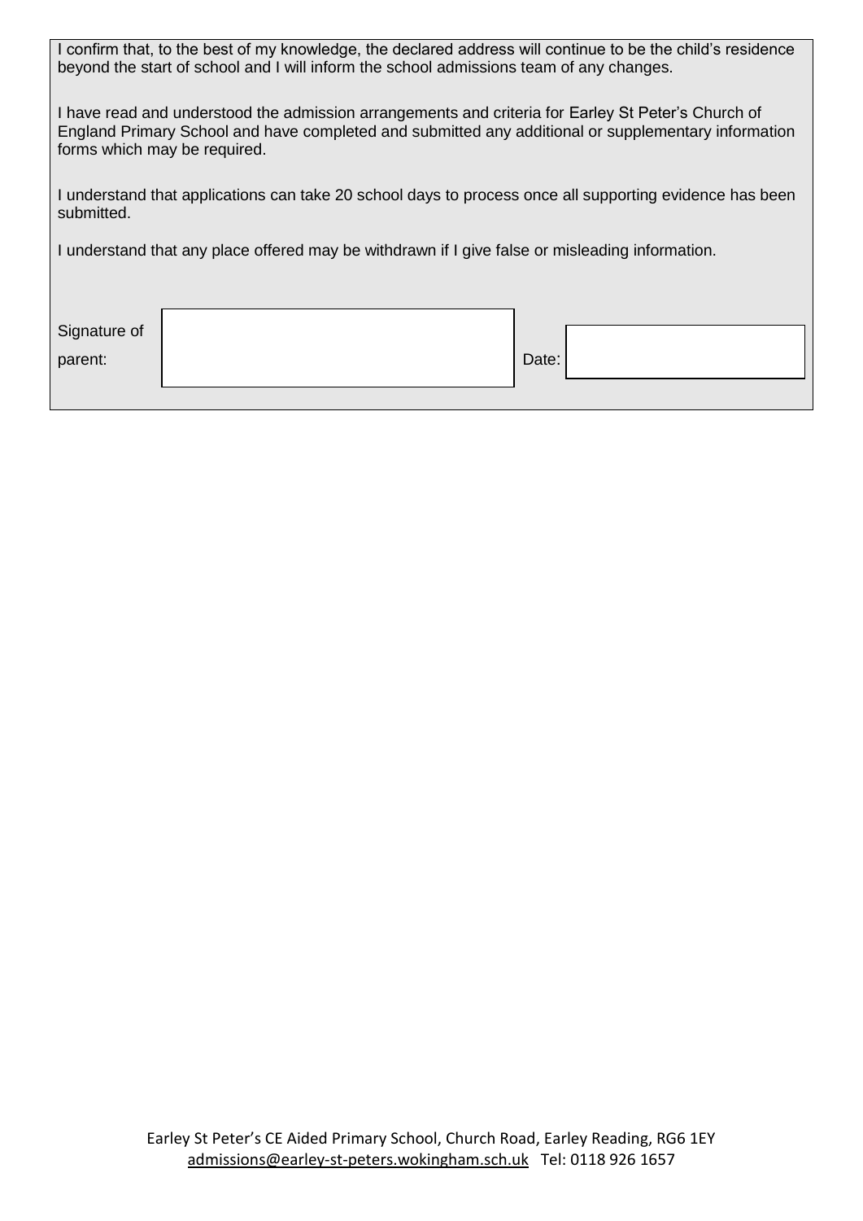I confirm that, to the best of my knowledge, the declared address will continue to be the child's residence beyond the start of school and I will inform the school admissions team of any changes.

I have read and understood the admission arrangements and criteria for Earley St Peter's Church of England Primary School and have completed and submitted any additional or supplementary information forms which may be required.

I understand that applications can take 20 school days to process once all supporting evidence has been submitted.

I understand that any place offered may be withdrawn if I give false or misleading information.

| | | | |
|---|---|---|---|
| Signature of parent: | | Date: | |

Earley St Peter's CE Aided Primary School, Church Road, Earley Reading, RG6 1EY
admissions@earley-st-peters.wokingham.sch.uk Tel: 0118 926 1657